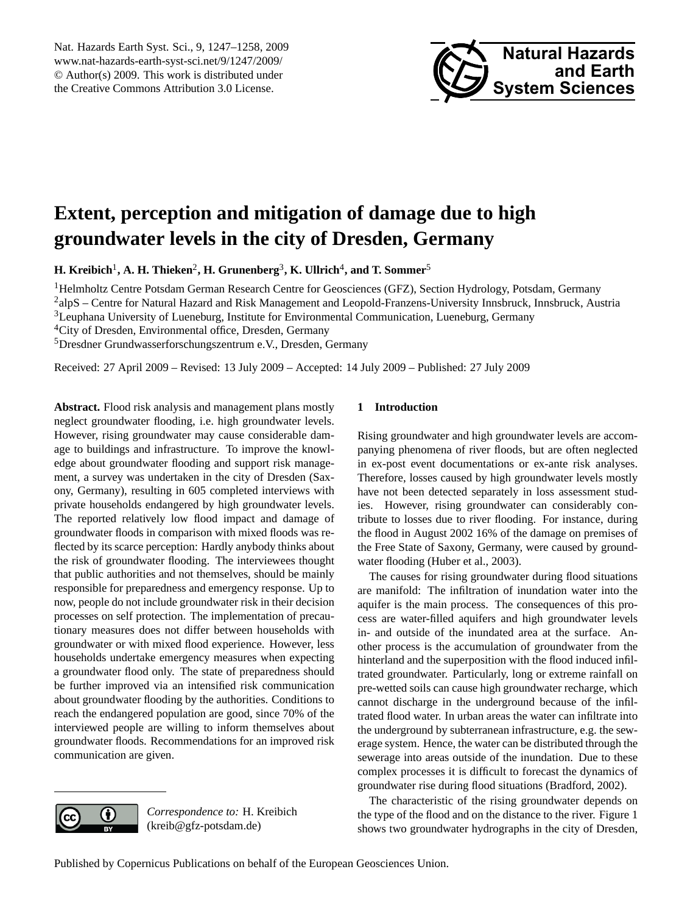# Extent, perception and mitigation of damage due to high groundwater levels in the city of Dresden, Germany

**H. Kreibich[1], A. H. Thieken[2], H. Grunenberg[3], K. Ullrich[4], and T. Sommer[5]**

[1]Helmholtz Centre Potsdam German Research Centre for Geosciences (GFZ), Section Hydrology, Potsdam, Germany
[2]alpS – Centre for Natural Hazard and Risk Management and Leopold-Franzens-University Innsbruck, Innsbruck, Austria
[3]Leuphana University of Lueneburg, Institute for Environmental Communication, Lueneburg, Germany
[4]City of Dresden, Environmental office, Dresden, Germany
[5]Dresdner Grundwasserforschungszentrum e.V., Dresden, Germany

Received: 27 April 2009 – Revised: 13 July 2009 – Accepted: 14 July 2009 – Published: 27 July 2009

**Abstract.** Flood risk analysis and management plans mostly neglect groundwater flooding, i.e. high groundwater levels. However, rising groundwater may cause considerable damage to buildings and infrastructure. To improve the knowledge about groundwater flooding and support risk management, a survey was undertaken in the city of Dresden (Saxony, Germany), resulting in 605 completed interviews with private households endangered by high groundwater levels. The reported relatively low flood impact and damage of groundwater floods in comparison with mixed floods was reflected by its scarce perception: Hardly anybody thinks about the risk of groundwater flooding. The interviewees thought that public authorities and not themselves, should be mainly responsible for preparedness and emergency response. Up to now, people do not include groundwater risk in their decision processes on self protection. The implementation of precautionary measures does not differ between households with groundwater or with mixed flood experience. However, less households undertake emergency measures when expecting a groundwater flood only. The state of preparedness should be further improved via an intensified risk communication about groundwater flooding by the authorities. Conditions to reach the endangered population are good, since 70% of the interviewed people are willing to inform themselves about groundwater floods. Recommendations for an improved risk communication are given.

*Correspondence to:* H. Kreibich (kreib@gfz-potsdam.de)

## 1 Introduction

Rising groundwater and high groundwater levels are accompanying phenomena of river floods, but are often neglected in ex-post event documentations or ex-ante risk analyses. Therefore, losses caused by high groundwater levels mostly have not been detected separately in loss assessment studies. However, rising groundwater can considerably contribute to losses due to river flooding. For instance, during the flood in August 2002 16% of the damage on premises of the Free State of Saxony, Germany, were caused by groundwater flooding (Huber et al., 2003).

The causes for rising groundwater during flood situations are manifold: The infiltration of inundation water into the aquifer is the main process. The consequences of this process are water-filled aquifers and high groundwater levels in- and outside of the inundated area at the surface. Another process is the accumulation of groundwater from the hinterland and the superposition with the flood induced infiltrated groundwater. Particularly, long or extreme rainfall on pre-wetted soils can cause high groundwater recharge, which cannot discharge in the underground because of the infiltrated flood water. In urban areas the water can infiltrate into the underground by subterranean infrastructure, e.g. the sewerage system. Hence, the water can be distributed through the sewerage into areas outside of the inundation. Due to these complex processes it is difficult to forecast the dynamics of groundwater rise during flood situations (Bradford, 2002).

The characteristic of the rising groundwater depends on the type of the flood and on the distance to the river. Figure 1 shows two groundwater hydrographs in the city of Dresden,

Published by Copernicus Publications on behalf of the European Geosciences Union.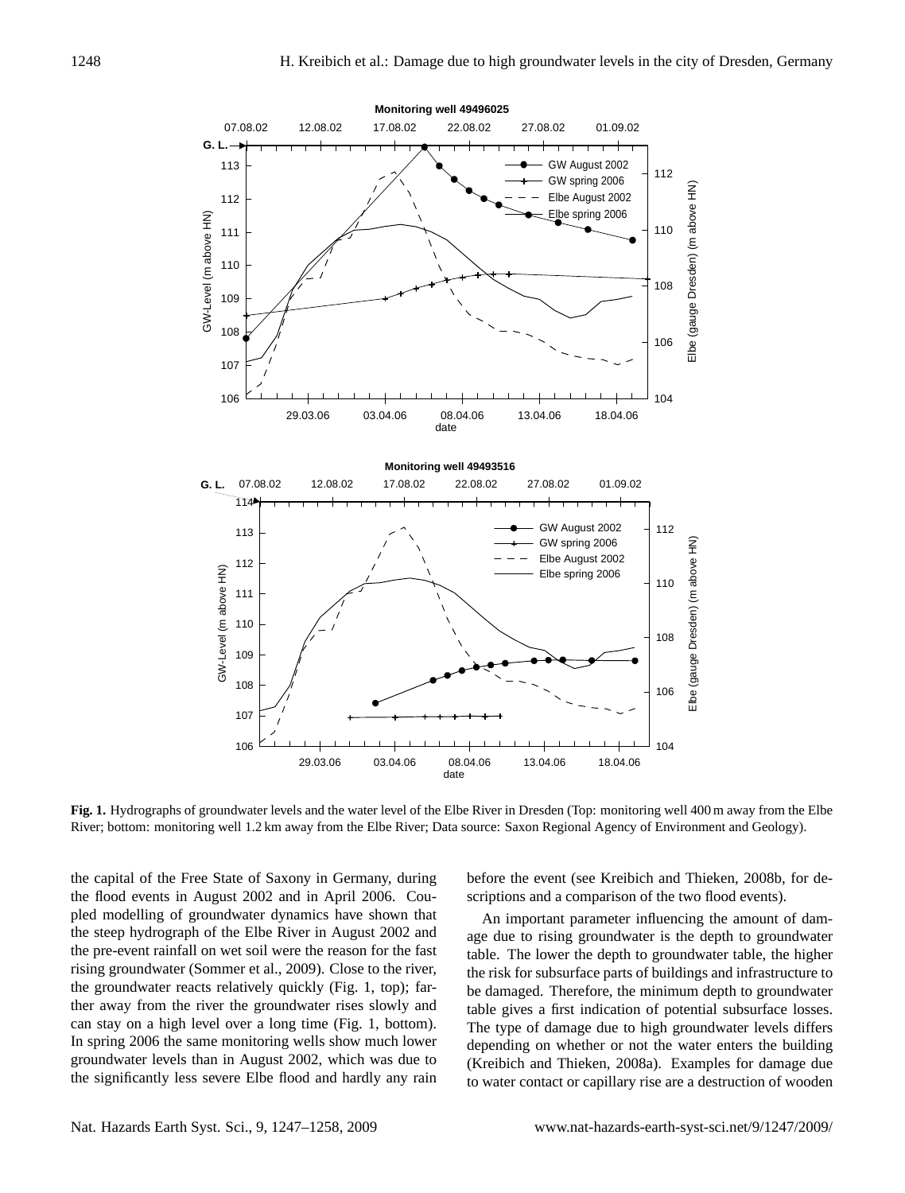**Fig. 1.** Hydrographs of groundwater levels and the water level of the Elbe River in Dresden (Top: monitoring well 400 m away from the Elbe River; bottom: monitoring well 1.2 km away from the Elbe River; Data source: Saxon Regional Agency of Environment and Geology).

the capital of the Free State of Saxony in Germany, during the flood events in August 2002 and in April 2006. Coupled modelling of groundwater dynamics have shown that the steep hydrograph of the Elbe River in August 2002 and the pre-event rainfall on wet soil were the reason for the fast rising groundwater (Sommer et al., 2009). Close to the river, the groundwater reacts relatively quickly (Fig. 1, top); farther away from the river the groundwater rises slowly and can stay on a high level over a long time (Fig. 1, bottom). In spring 2006 the same monitoring wells show much lower groundwater levels than in August 2002, which was due to the significantly less severe Elbe flood and hardly any rain before the event (see Kreibich and Thieken, 2008b, for descriptions and a comparison of the two flood events).

An important parameter influencing the amount of damage due to rising groundwater is the depth to groundwater table. The lower the depth to groundwater table, the higher the risk for subsurface parts of buildings and infrastructure to be damaged. Therefore, the minimum depth to groundwater table gives a first indication of potential subsurface losses. The type of damage due to high groundwater levels differs depending on whether or not the water enters the building (Kreibich and Thieken, 2008a). Examples for damage due to water contact or capillary rise are a destruction of wooden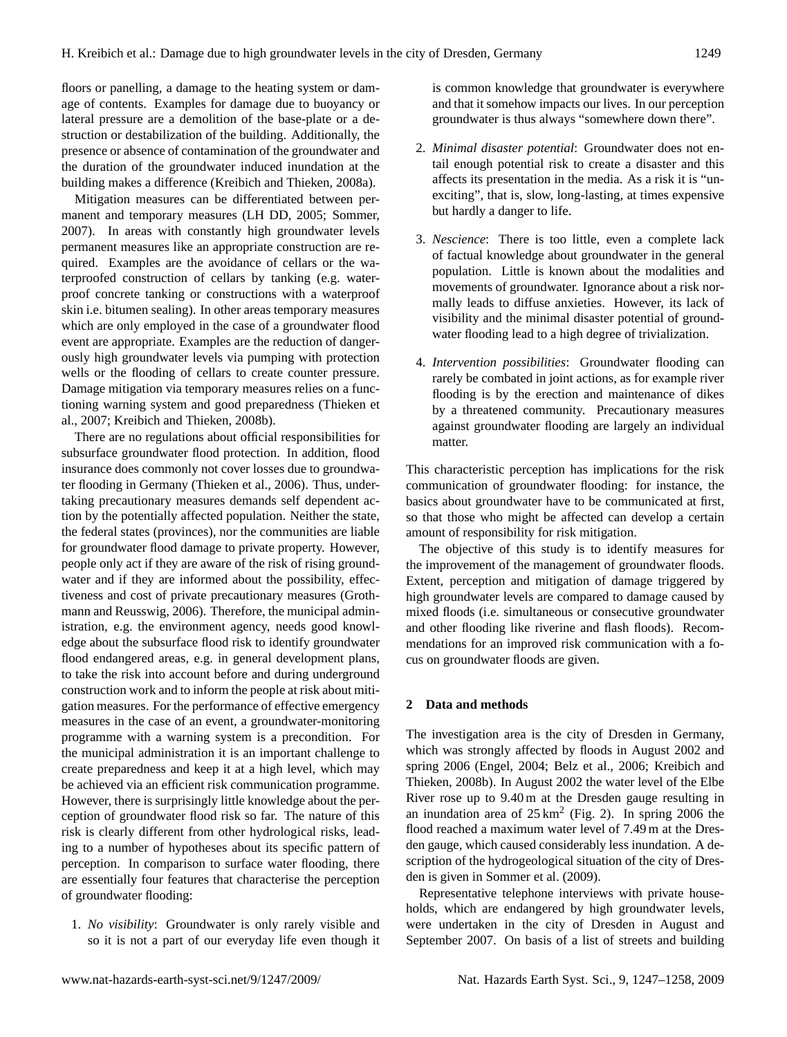floors or panelling, a damage to the heating system or damage of contents. Examples for damage due to buoyancy or lateral pressure are a demolition of the base-plate or a destruction or destabilization of the building. Additionally, the presence or absence of contamination of the groundwater and the duration of the groundwater induced inundation at the building makes a difference (Kreibich and Thieken, 2008a).

Mitigation measures can be differentiated between permanent and temporary measures (LH DD, 2005; Sommer, 2007). In areas with constantly high groundwater levels permanent measures like an appropriate construction are required. Examples are the avoidance of cellars or the waterproofed construction of cellars by tanking (e.g. waterproof concrete tanking or constructions with a waterproof skin i.e. bitumen sealing). In other areas temporary measures which are only employed in the case of a groundwater flood event are appropriate. Examples are the reduction of dangerously high groundwater levels via pumping with protection wells or the flooding of cellars to create counter pressure. Damage mitigation via temporary measures relies on a functioning warning system and good preparedness (Thieken et al., 2007; Kreibich and Thieken, 2008b).

There are no regulations about official responsibilities for subsurface groundwater flood protection. In addition, flood insurance does commonly not cover losses due to groundwater flooding in Germany (Thieken et al., 2006). Thus, undertaking precautionary measures demands self dependent action by the potentially affected population. Neither the state, the federal states (provinces), nor the communities are liable for groundwater flood damage to private property. However, people only act if they are aware of the risk of rising groundwater and if they are informed about the possibility, effectiveness and cost of private precautionary measures (Grothmann and Reusswig, 2006). Therefore, the municipal administration, e.g. the environment agency, needs good knowledge about the subsurface flood risk to identify groundwater flood endangered areas, e.g. in general development plans, to take the risk into account before and during underground construction work and to inform the people at risk about mitigation measures. For the performance of effective emergency measures in the case of an event, a groundwater-monitoring programme with a warning system is a precondition. For the municipal administration it is an important challenge to create preparedness and keep it at a high level, which may be achieved via an efficient risk communication programme. However, there is surprisingly little knowledge about the perception of groundwater flood risk so far. The nature of this risk is clearly different from other hydrological risks, leading to a number of hypotheses about its specific pattern of perception. In comparison to surface water flooding, there are essentially four features that characterise the perception of groundwater flooding:

1. *No visibility*: Groundwater is only rarely visible and so it is not a part of our everyday life even though it is common knowledge that groundwater is everywhere and that it somehow impacts our lives. In our perception groundwater is thus always "somewhere down there".

2. *Minimal disaster potential*: Groundwater does not entail enough potential risk to create a disaster and this affects its presentation in the media. As a risk it is "unexciting", that is, slow, long-lasting, at times expensive but hardly a danger to life.

3. *Nescience*: There is too little, even a complete lack of factual knowledge about groundwater in the general population. Little is known about the modalities and movements of groundwater. Ignorance about a risk normally leads to diffuse anxieties. However, its lack of visibility and the minimal disaster potential of groundwater flooding lead to a high degree of trivialization.

4. *Intervention possibilities*: Groundwater flooding can rarely be combated in joint actions, as for example river flooding is by the erection and maintenance of dikes by a threatened community. Precautionary measures against groundwater flooding are largely an individual matter.

This characteristic perception has implications for the risk communication of groundwater flooding: for instance, the basics about groundwater have to be communicated at first, so that those who might be affected can develop a certain amount of responsibility for risk mitigation.

The objective of this study is to identify measures for the improvement of the management of groundwater floods. Extent, perception and mitigation of damage triggered by high groundwater levels are compared to damage caused by mixed floods (i.e. simultaneous or consecutive groundwater and other flooding like riverine and flash floods). Recommendations for an improved risk communication with a focus on groundwater floods are given.

## 2 Data and methods

The investigation area is the city of Dresden in Germany, which was strongly affected by floods in August 2002 and spring 2006 (Engel, 2004; Belz et al., 2006; Kreibich and Thieken, 2008b). In August 2002 the water level of the Elbe River rose up to 9.40 m at the Dresden gauge resulting in an inundation area of 25 $km^2$ (Fig. 2). In spring 2006 the flood reached a maximum water level of 7.49 m at the Dresden gauge, which caused considerably less inundation. A description of the hydrogeological situation of the city of Dresden is given in Sommer et al. (2009).

Representative telephone interviews with private households, which are endangered by high groundwater levels, were undertaken in the city of Dresden in August and September 2007. On basis of a list of streets and building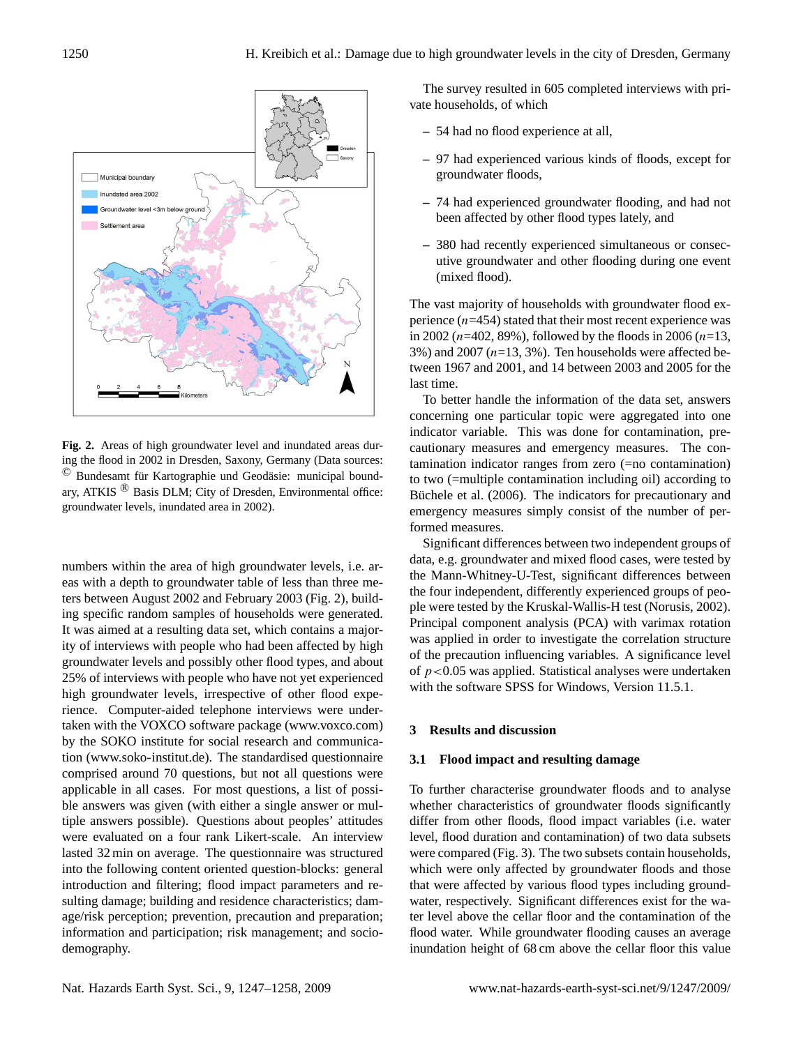**Fig. 2.** Areas of high groundwater level and inundated areas during the flood in 2002 in Dresden, Saxony, Germany (Data sources: © Bundesamt für Kartographie und Geodäsie: municipal boundary, ATKIS ® Basis DLM; City of Dresden, Environmental office: groundwater levels, inundated area in 2002).

numbers within the area of high groundwater levels, i.e. areas with a depth to groundwater table of less than three meters between August 2002 and February 2003 (Fig. 2), building specific random samples of households were generated. It was aimed at a resulting data set, which contains a majority of interviews with people who had been affected by high groundwater levels and possibly other flood types, and about 25% of interviews with people who have not yet experienced high groundwater levels, irrespective of other flood experience. Computer-aided telephone interviews were undertaken with the VOXCO software package (www.voxco.com) by the SOKO institute for social research and communication (www.soko-institut.de). The standardised questionnaire comprised around 70 questions, but not all questions were applicable in all cases. For most questions, a list of possible answers was given (with either a single answer or multiple answers possible). Questions about peoples' attitudes were evaluated on a four rank Likert-scale. An interview lasted 32 min on average. The questionnaire was structured into the following content oriented question-blocks: general introduction and filtering; flood impact parameters and resulting damage; building and residence characteristics; damage/risk perception; prevention, precaution and preparation; information and participation; risk management; and socio-demography.

The survey resulted in 605 completed interviews with private households, of which

- 54 had no flood experience at all,
- 97 had experienced various kinds of floods, except for groundwater floods,
- 74 had experienced groundwater flooding, and had not been affected by other flood types lately, and
- 380 had recently experienced simultaneous or consecutive groundwater and other flooding during one event (mixed flood).

The vast majority of households with groundwater flood experience ($n$=454) stated that their most recent experience was in 2002 ($n$=402, 89%), followed by the floods in 2006 ($n$=13, 3%) and 2007 ($n$=13, 3%). Ten households were affected between 1967 and 2001, and 14 between 2003 and 2005 for the last time.

To better handle the information of the data set, answers concerning one particular topic were aggregated into one indicator variable. This was done for contamination, precautionary measures and emergency measures. The contamination indicator ranges from zero (=no contamination) to two (=multiple contamination including oil) according to Büchele et al. (2006). The indicators for precautionary and emergency measures simply consist of the number of performed measures.

Significant differences between two independent groups of data, e.g. groundwater and mixed flood cases, were tested by the Mann-Whitney-U-Test, significant differences between the four independent, differently experienced groups of people were tested by the Kruskal-Wallis-H test (Norusis, 2002). Principal component analysis (PCA) with varimax rotation was applied in order to investigate the correlation structure of the precaution influencing variables. A significance level of $p<0.05$ was applied. Statistical analyses were undertaken with the software SPSS for Windows, Version 11.5.1.

## 3 Results and discussion

### 3.1 Flood impact and resulting damage

To further characterise groundwater floods and to analyse whether characteristics of groundwater floods significantly differ from other floods, flood impact variables (i.e. water level, flood duration and contamination) of two data subsets were compared (Fig. 3). The two subsets contain households, which were only affected by groundwater floods and those that were affected by various flood types including groundwater, respectively. Significant differences exist for the water level above the cellar floor and the contamination of the flood water. While groundwater flooding causes an average inundation height of 68 cm above the cellar floor this value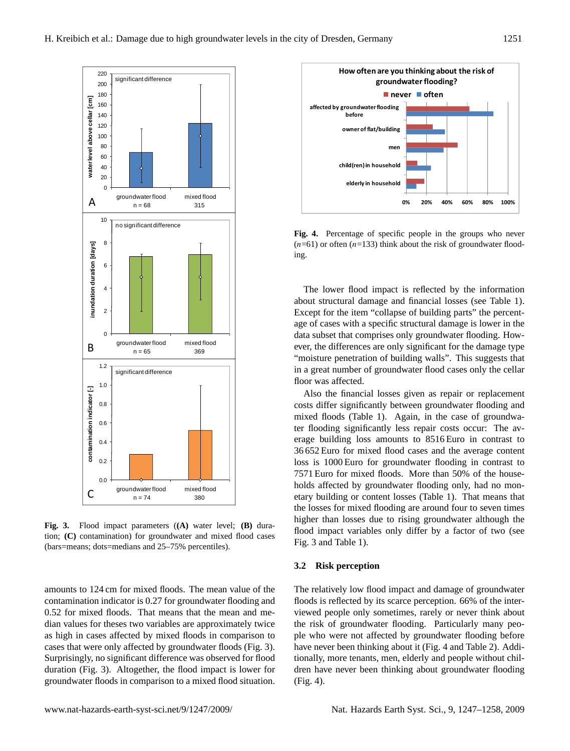Fig. 3. Flood impact parameters (**(A)** water level; **(B)** duration; **(C)** contamination) for groundwater and mixed flood cases (bars=means; dots=medians and 25–75% percentiles).

amounts to 124 cm for mixed floods. The mean value of the contamination indicator is 0.27 for groundwater flooding and 0.52 for mixed floods. That means that the mean and median values for theses two variables are approximately twice as high in cases affected by mixed floods in comparison to cases that were only affected by groundwater floods (Fig. 3). Surprisingly, no significant difference was observed for flood duration (Fig. 3). Altogether, the flood impact is lower for groundwater floods in comparison to a mixed flood situation.

Fig. 4. Percentage of specific people in the groups who never ($n$=61) or often ($n$=133) think about the risk of groundwater flooding.

The lower flood impact is reflected by the information about structural damage and financial losses (see Table 1). Except for the item "collapse of building parts" the percentage of cases with a specific structural damage is lower in the data subset that comprises only groundwater flooding. However, the differences are only significant for the damage type "moisture penetration of building walls". This suggests that in a great number of groundwater flood cases only the cellar floor was affected.

Also the financial losses given as repair or replacement costs differ significantly between groundwater flooding and mixed floods (Table 1). Again, in the case of groundwater flooding significantly less repair costs occur: The average building loss amounts to 8516 Euro in contrast to 36 652 Euro for mixed flood cases and the average content loss is 1000 Euro for groundwater flooding in contrast to 7571 Euro for mixed floods. More than 50% of the households affected by groundwater flooding only, had no monetary building or content losses (Table 1). That means that the losses for mixed flooding are around four to seven times higher than losses due to rising groundwater although the flood impact variables only differ by a factor of two (see Fig. 3 and Table 1).

### 3.2 Risk perception

The relatively low flood impact and damage of groundwater floods is reflected by its scarce perception. 66% of the interviewed people only sometimes, rarely or never think about the risk of groundwater flooding. Particularly many people who were not affected by groundwater flooding before have never been thinking about it (Fig. 4 and Table 2). Additionally, more tenants, men, elderly and people without children have never been thinking about groundwater flooding (Fig. 4).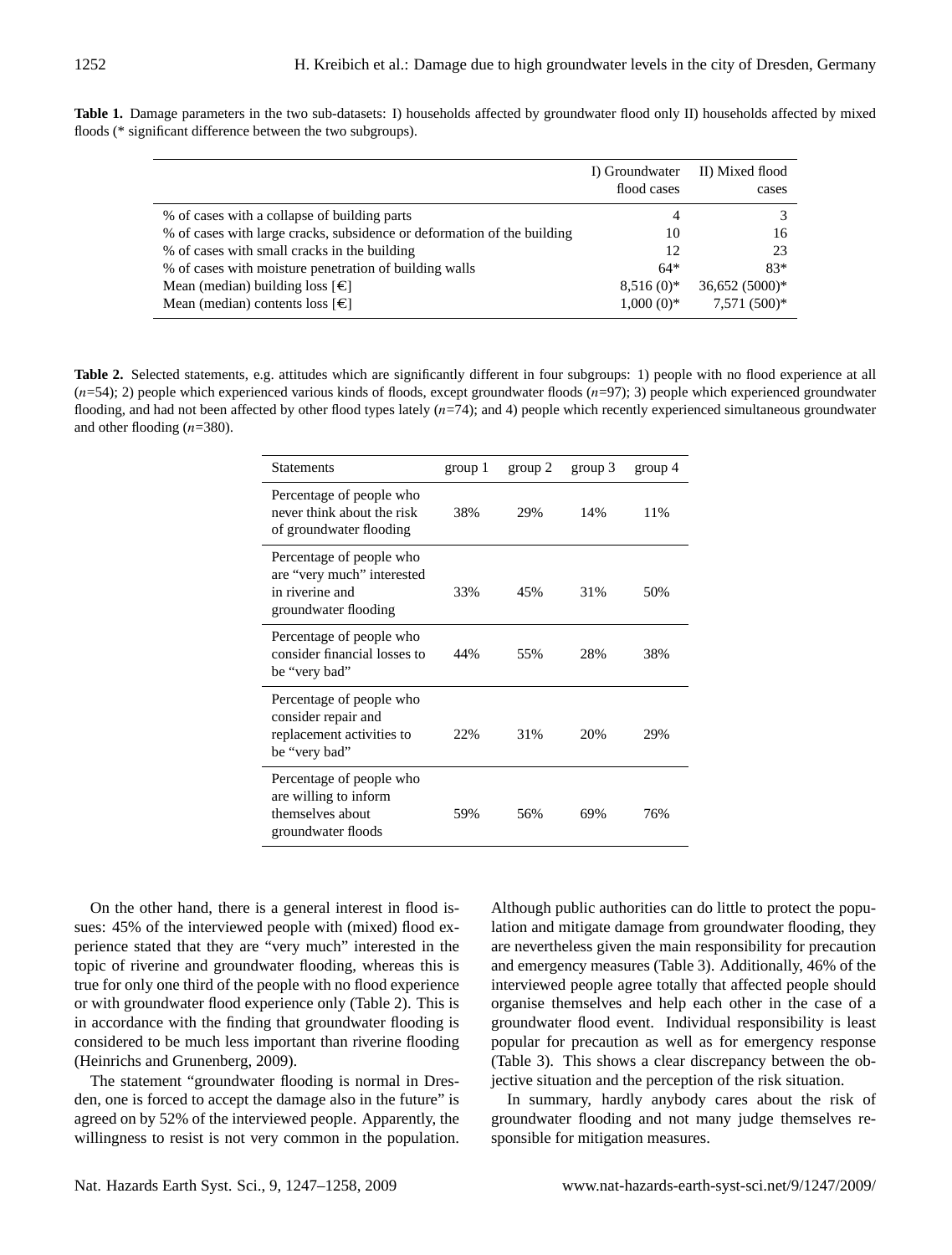**Table 1.** Damage parameters in the two sub-datasets: I) households affected by groundwater flood only II) households affected by mixed floods (* significant difference between the two subgroups).

| | I) Groundwater flood cases | II) Mixed flood cases |
|---|---|---|
| % of cases with a collapse of building parts | 4 | 3 |
| % of cases with large cracks, subsidence or deformation of the building | 10 | 16 |
| % of cases with small cracks in the building | 12 | 23 |
| % of cases with moisture penetration of building walls | 64* | 83* |
| Mean (median) building loss [€] | 8,516 (0)* | 36,652 (5000)* |
| Mean (median) contents loss [€] | 1,000 (0)* | 7,571 (500)* |

**Table 2.** Selected statements, e.g. attitudes which are significantly different in four subgroups: 1) people with no flood experience at all ($n$=54); 2) people which experienced various kinds of floods, except groundwater floods ($n$=97); 3) people which experienced groundwater flooding, and had not been affected by other flood types lately ($n$=74); and 4) people which recently experienced simultaneous groundwater and other flooding ($n$=380).

| Statements | group 1 | group 2 | group 3 | group 4 |
|---|---|---|---|---|
| Percentage of people who never think about the risk of groundwater flooding | 38% | 29% | 14% | 11% |
| Percentage of people who are "very much" interested in riverine and groundwater flooding | 33% | 45% | 31% | 50% |
| Percentage of people who consider financial losses to be "very bad" | 44% | 55% | 28% | 38% |
| Percentage of people who consider repair and replacement activities to be "very bad" | 22% | 31% | 20% | 29% |
| Percentage of people who are willing to inform themselves about groundwater floods | 59% | 56% | 69% | 76% |

On the other hand, there is a general interest in flood issues: 45% of the interviewed people with (mixed) flood experience stated that they are "very much" interested in the topic of riverine and groundwater flooding, whereas this is true for only one third of the people with no flood experience or with groundwater flood experience only (Table 2). This is in accordance with the finding that groundwater flooding is considered to be much less important than riverine flooding (Heinrichs and Grunenberg, 2009).

The statement "groundwater flooding is normal in Dresden, one is forced to accept the damage also in the future" is agreed on by 52% of the interviewed people. Apparently, the willingness to resist is not very common in the population. Although public authorities can do little to protect the population and mitigate damage from groundwater flooding, they are nevertheless given the main responsibility for precaution and emergency measures (Table 3). Additionally, 46% of the interviewed people agree totally that affected people should organise themselves and help each other in the case of a groundwater flood event. Individual responsibility is least popular for precaution as well as for emergency response (Table 3). This shows a clear discrepancy between the objective situation and the perception of the risk situation.

In summary, hardly anybody cares about the risk of groundwater flooding and not many judge themselves responsible for mitigation measures.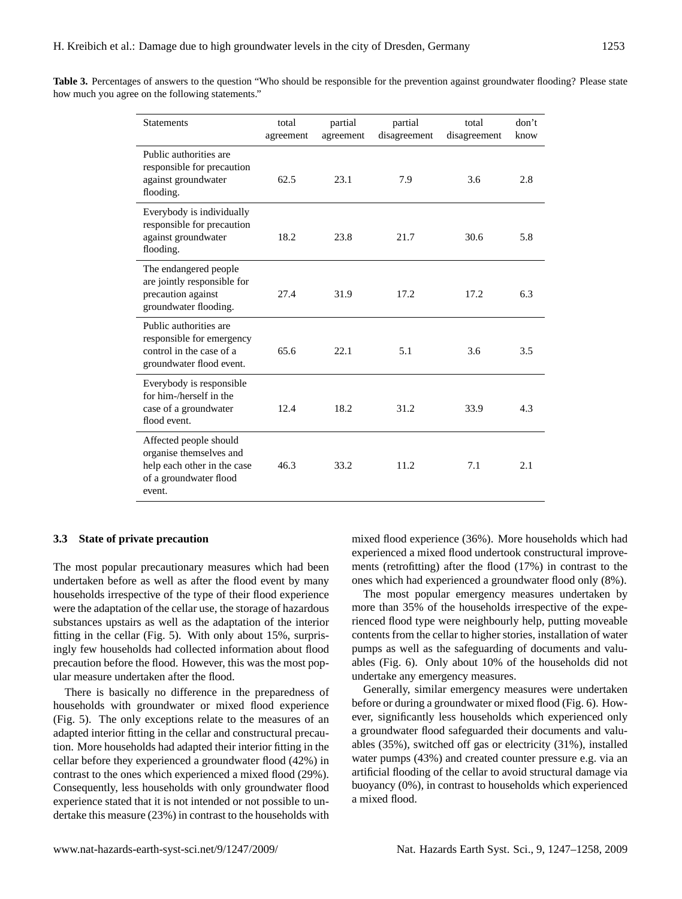**Table 3.** Percentages of answers to the question "Who should be responsible for the prevention against groundwater flooding? Please state how much you agree on the following statements."

| Statements | total agreement | partial agreement | partial disagreement | total disagreement | don't know |
|---|---|---|---|---|---|
| Public authorities are responsible for precaution against groundwater flooding. | 62.5 | 23.1 | 7.9 | 3.6 | 2.8 |
| Everybody is individually responsible for precaution against groundwater flooding. | 18.2 | 23.8 | 21.7 | 30.6 | 5.8 |
| The endangered people are jointly responsible for precaution against groundwater flooding. | 27.4 | 31.9 | 17.2 | 17.2 | 6.3 |
| Public authorities are responsible for emergency control in the case of a groundwater flood event. | 65.6 | 22.1 | 5.1 | 3.6 | 3.5 |
| Everybody is responsible for him-/herself in the case of a groundwater flood event. | 12.4 | 18.2 | 31.2 | 33.9 | 4.3 |
| Affected people should organise themselves and help each other in the case of a groundwater flood event. | 46.3 | 33.2 | 11.2 | 7.1 | 2.1 |

### 3.3 State of private precaution

The most popular precautionary measures which had been undertaken before as well as after the flood event by many households irrespective of the type of their flood experience were the adaptation of the cellar use, the storage of hazardous substances upstairs as well as the adaptation of the interior fitting in the cellar (Fig. 5). With only about 15%, surprisingly few households had collected information about flood precaution before the flood. However, this was the most popular measure undertaken after the flood.

There is basically no difference in the preparedness of households with groundwater or mixed flood experience (Fig. 5). The only exceptions relate to the measures of an adapted interior fitting in the cellar and constructural precaution. More households had adapted their interior fitting in the cellar before they experienced a groundwater flood (42%) in contrast to the ones which experienced a mixed flood (29%). Consequently, less households with only groundwater flood experience stated that it is not intended or not possible to undertake this measure (23%) in contrast to the households with mixed flood experience (36%). More households which had experienced a mixed flood undertook constructural improvements (retrofitting) after the flood (17%) in contrast to the ones which had experienced a groundwater flood only (8%).

The most popular emergency measures undertaken by more than 35% of the households irrespective of the experienced flood type were neighbourly help, putting moveable contents from the cellar to higher stories, installation of water pumps as well as the safeguarding of documents and valuables (Fig. 6). Only about 10% of the households did not undertake any emergency measures.

Generally, similar emergency measures were undertaken before or during a groundwater or mixed flood (Fig. 6). However, significantly less households which experienced only a groundwater flood safeguarded their documents and valuables (35%), switched off gas or electricity (31%), installed water pumps (43%) and created counter pressure e.g. via an artificial flooding of the cellar to avoid structural damage via buoyancy (0%), in contrast to households which experienced a mixed flood.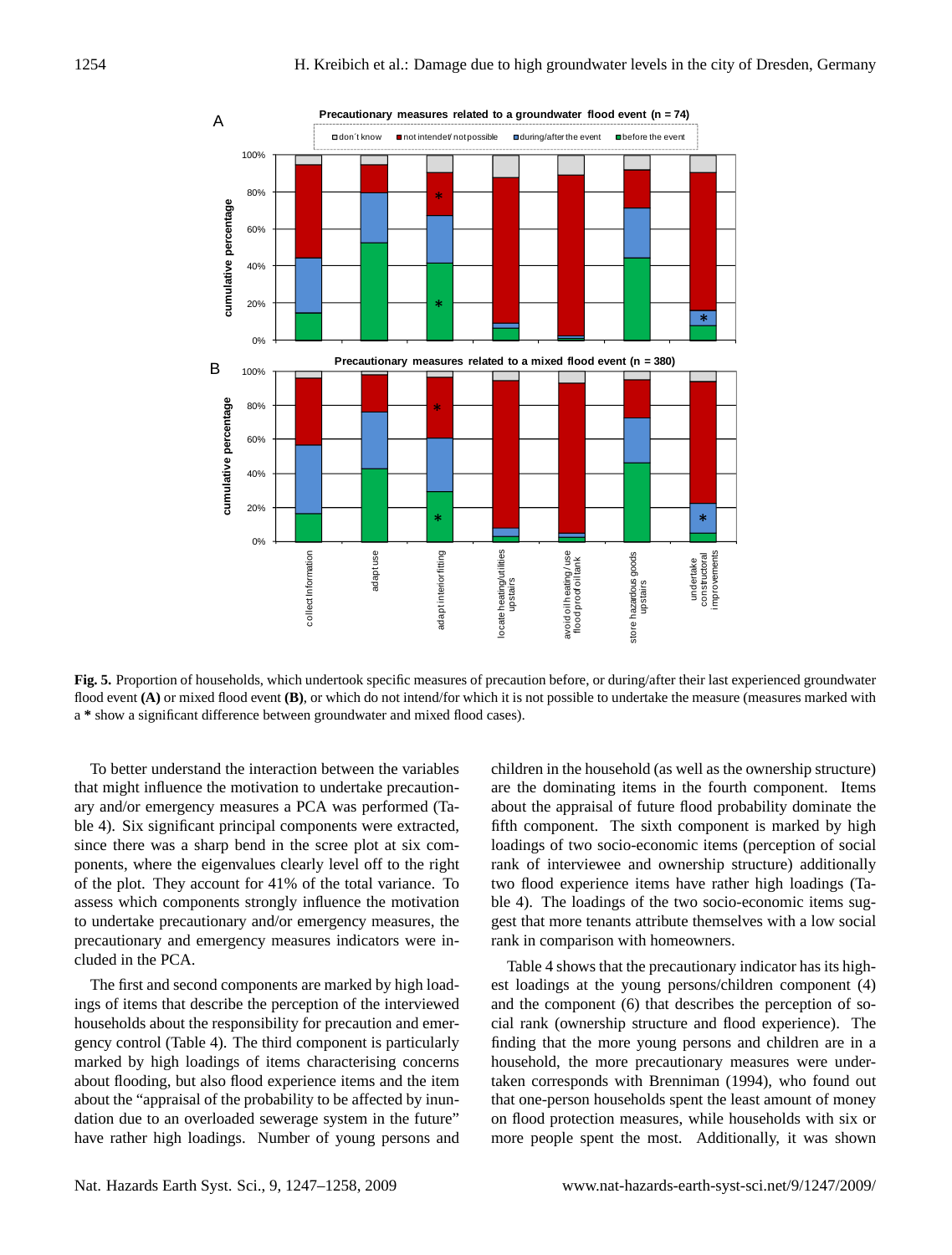**Fig. 5.** Proportion of households, which undertook specific measures of precaution before, or during/after their last experienced groundwater flood event **(A)** or mixed flood event **(B)**, or which do not intend/for which it is not possible to undertake the measure (measures marked with a * show a significant difference between groundwater and mixed flood cases).

To better understand the interaction between the variables that might influence the motivation to undertake precautionary and/or emergency measures a PCA was performed (Table 4). Six significant principal components were extracted, since there was a sharp bend in the scree plot at six components, where the eigenvalues clearly level off to the right of the plot. They account for 41% of the total variance. To assess which components strongly influence the motivation to undertake precautionary and/or emergency measures, the precautionary and emergency measures indicators were included in the PCA.

The first and second components are marked by high loadings of items that describe the perception of the interviewed households about the responsibility for precaution and emergency control (Table 4). The third component is particularly marked by high loadings of items characterising concerns about flooding, but also flood experience items and the item about the "appraisal of the probability to be affected by inundation due to an overloaded sewerage system in the future" have rather high loadings. Number of young persons and children in the household (as well as the ownership structure) are the dominating items in the fourth component. Items about the appraisal of future flood probability dominate the fifth component. The sixth component is marked by high loadings of two socio-economic items (perception of social rank of interviewee and ownership structure) additionally two flood experience items have rather high loadings (Table 4). The loadings of the two socio-economic items suggest that more tenants attribute themselves with a low social rank in comparison with homeowners.

Table 4 shows that the precautionary indicator has its highest loadings at the young persons/children component (4) and the component (6) that describes the perception of social rank (ownership structure and flood experience). The finding that the more young persons and children are in a household, the more precautionary measures were undertaken corresponds with Brenniman (1994), who found out that one-person households spent the least amount of money on flood protection measures, while households with six or more people spent the most. Additionally, it was shown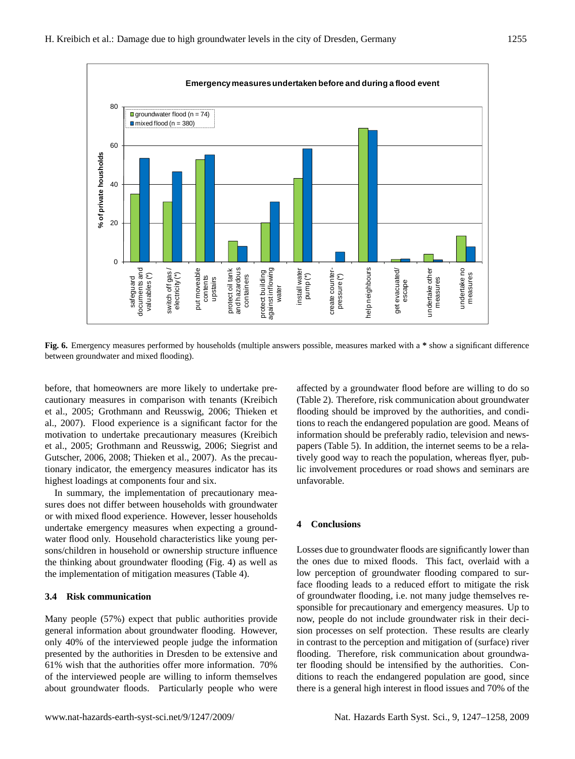**Fig. 6.** Emergency measures performed by households (multiple answers possible, measures marked with a **\*** show a significant difference between groundwater and mixed flooding).

before, that homeowners are more likely to undertake precautionary measures in comparison with tenants (Kreibich et al., 2005; Grothmann and Reusswig, 2006; Thieken et al., 2007). Flood experience is a significant factor for the motivation to undertake precautionary measures (Kreibich et al., 2005; Grothmann and Reusswig, 2006; Siegrist and Gutscher, 2006, 2008; Thieken et al., 2007). As the precautionary indicator, the emergency measures indicator has its highest loadings at components four and six.

In summary, the implementation of precautionary measures does not differ between households with groundwater or with mixed flood experience. However, lesser households undertake emergency measures when expecting a groundwater flood only. Household characteristics like young persons/children in household or ownership structure influence the thinking about groundwater flooding (Fig. 4) as well as the implementation of mitigation measures (Table 4).

### 3.4 Risk communication

Many people (57%) expect that public authorities provide general information about groundwater flooding. However, only 40% of the interviewed people judge the information presented by the authorities in Dresden to be extensive and 61% wish that the authorities offer more information. 70% of the interviewed people are willing to inform themselves about groundwater floods. Particularly people who were affected by a groundwater flood before are willing to do so (Table 2). Therefore, risk communication about groundwater flooding should be improved by the authorities, and conditions to reach the endangered population are good. Means of information should be preferably radio, television and newspapers (Table 5). In addition, the internet seems to be a relatively good way to reach the population, whereas flyer, public involvement procedures or road shows and seminars are unfavorable.

## 4 Conclusions

Losses due to groundwater floods are significantly lower than the ones due to mixed floods. This fact, overlaid with a low perception of groundwater flooding compared to surface flooding leads to a reduced effort to mitigate the risk of groundwater flooding, i.e. not many judge themselves responsible for precautionary and emergency measures. Up to now, people do not include groundwater risk in their decision processes on self protection. These results are clearly in contrast to the perception and mitigation of (surface) river flooding. Therefore, risk communication about groundwater flooding should be intensified by the authorities. Conditions to reach the endangered population are good, since there is a general high interest in flood issues and 70% of the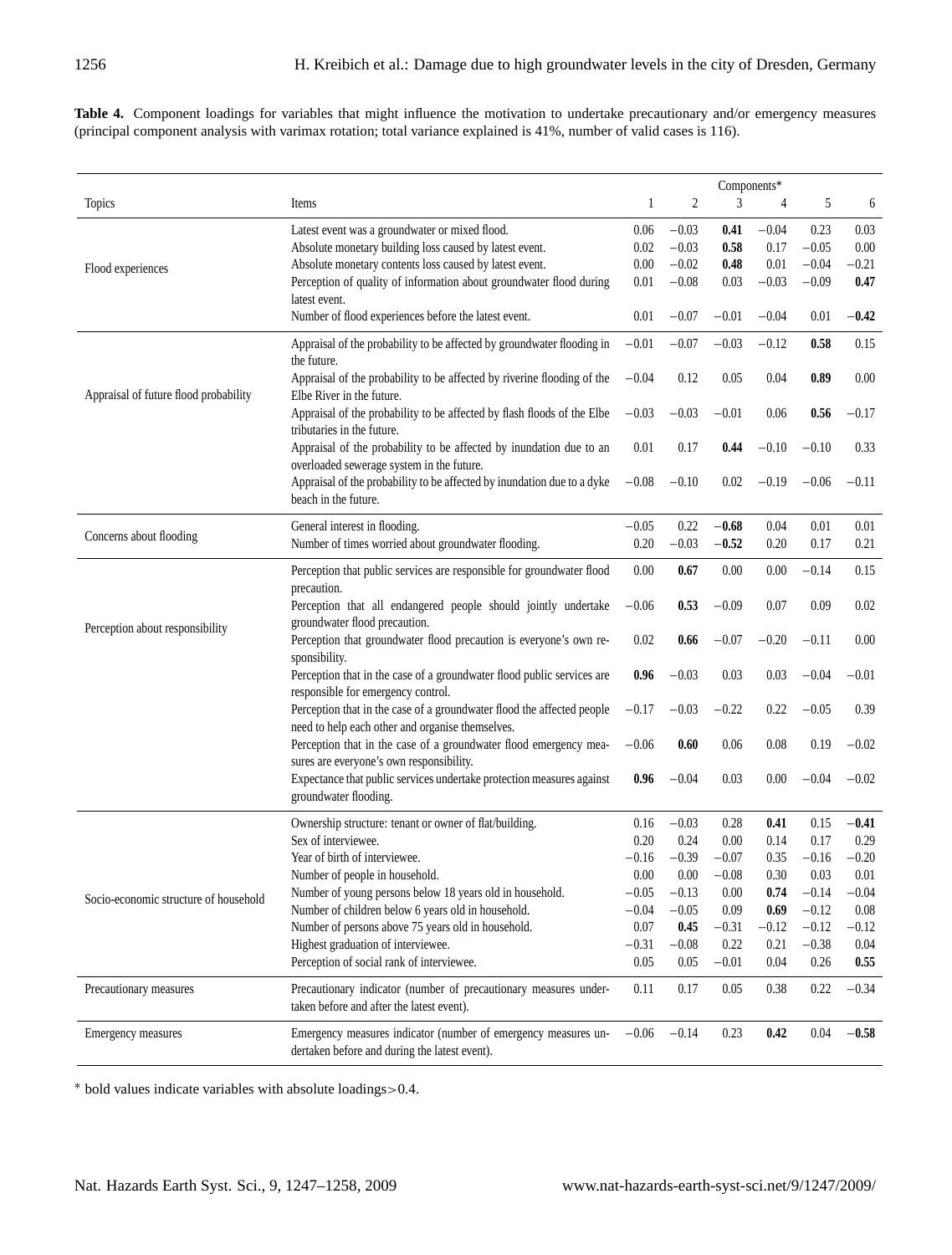**Table 4.** Component loadings for variables that might influence the motivation to undertake precautionary and/or emergency measures (principal component analysis with varimax rotation; total variance explained is 41%, number of valid cases is 116).

| Topics | Items | Components* | | | | | |
|---|---|---|---|---|---|---|---|
| | | 1 | 2 | 3 | 4 | 5 | 6 |
| Flood experiences | Latest event was a groundwater or mixed flood. | 0.06 | −0.03 | **0.41** | −0.04 | 0.23 | 0.03 |
| | Absolute monetary building loss caused by latest event. | 0.02 | −0.03 | **0.58** | 0.17 | −0.05 | 0.00 |
| | Absolute monetary contents loss caused by latest event. | 0.00 | −0.02 | **0.48** | 0.01 | −0.04 | −0.21 |
| | Perception of quality of information about groundwater flood during latest event. | 0.01 | −0.08 | 0.03 | −0.03 | −0.09 | **0.47** |
| | Number of flood experiences before the latest event. | 0.01 | −0.07 | −0.01 | −0.04 | 0.01 | **−0.42** |
| Appraisal of future flood probability | Appraisal of the probability to be affected by groundwater flooding in the future. | −0.01 | −0.07 | −0.03 | −0.12 | **0.58** | 0.15 |
| | Appraisal of the probability to be affected by riverine flooding of the Elbe River in the future. | −0.04 | 0.12 | 0.05 | 0.04 | **0.89** | 0.00 |
| | Appraisal of the probability to be affected by flash floods of the Elbe tributaries in the future. | −0.03 | −0.03 | −0.01 | 0.06 | **0.56** | −0.17 |
| | Appraisal of the probability to be affected by inundation due to an overloaded sewerage system in the future. | 0.01 | 0.17 | **0.44** | −0.10 | −0.10 | 0.33 |
| | Appraisal of the probability to be affected by inundation due to a dyke beach in the future. | −0.08 | −0.10 | 0.02 | −0.19 | −0.06 | −0.11 |
| Concerns about flooding | General interest in flooding. | −0.05 | 0.22 | **−0.68** | 0.04 | 0.01 | 0.01 |
| | Number of times worried about groundwater flooding. | 0.20 | −0.03 | **−0.52** | 0.20 | 0.17 | 0.21 |
| Perception about responsibility | Perception that public services are responsible for groundwater flood precaution. | 0.00 | **0.67** | 0.00 | 0.00 | −0.14 | 0.15 |
| | Perception that all endangered people should jointly undertake groundwater flood precaution. | −0.06 | **0.53** | −0.09 | 0.07 | 0.09 | 0.02 |
| | Perception that groundwater flood precaution is everyone's own responsibility. | 0.02 | **0.66** | −0.07 | −0.20 | −0.11 | 0.00 |
| | Perception that in the case of a groundwater flood public services are responsible for emergency control. | **0.96** | −0.03 | 0.03 | 0.03 | −0.04 | −0.01 |
| | Perception that in the case of a groundwater flood the affected people need to help each other and organise themselves. | −0.17 | −0.03 | −0.22 | 0.22 | −0.05 | 0.39 |
| | Perception that in the case of a groundwater flood emergency measures are everyone's own responsibility. | −0.06 | **0.60** | 0.06 | 0.08 | 0.19 | −0.02 |
| | Expectance that public services undertake protection measures against groundwater flooding. | **0.96** | −0.04 | 0.03 | 0.00 | −0.04 | −0.02 |
| Socio-economic structure of household | Ownership structure: tenant or owner of flat/building. | 0.16 | −0.03 | 0.28 | **0.41** | 0.15 | **−0.41** |
| | Sex of interviewee. | 0.20 | 0.24 | 0.00 | 0.14 | 0.17 | 0.29 |
| | Year of birth of interviewee. | −0.16 | −0.39 | −0.07 | 0.35 | −0.16 | −0.20 |
| | Number of people in household. | 0.00 | 0.00 | −0.08 | 0.30 | 0.03 | 0.01 |
| | Number of young persons below 18 years old in household. | −0.05 | −0.13 | 0.00 | **0.74** | −0.14 | −0.04 |
| | Number of children below 6 years old in household. | −0.04 | −0.05 | 0.09 | **0.69** | −0.12 | 0.08 |
| | Number of persons above 75 years old in household. | 0.07 | **0.45** | −0.31 | −0.12 | −0.12 | −0.12 |
| | Highest graduation of interviewee. | −0.31 | −0.08 | 0.22 | 0.21 | −0.38 | 0.04 |
| | Perception of social rank of interviewee. | 0.05 | 0.05 | −0.01 | 0.04 | 0.26 | **0.55** |
| Precautionary measures | Precautionary indicator (number of precautionary measures undertaken before and after the latest event). | 0.11 | 0.17 | 0.05 | 0.38 | 0.22 | −0.34 |
| Emergency measures | Emergency measures indicator (number of emergency measures undertaken before and during the latest event). | −0.06 | −0.14 | 0.23 | **0.42** | 0.04 | **−0.58** |

* bold values indicate variables with absolute loadings >0.4.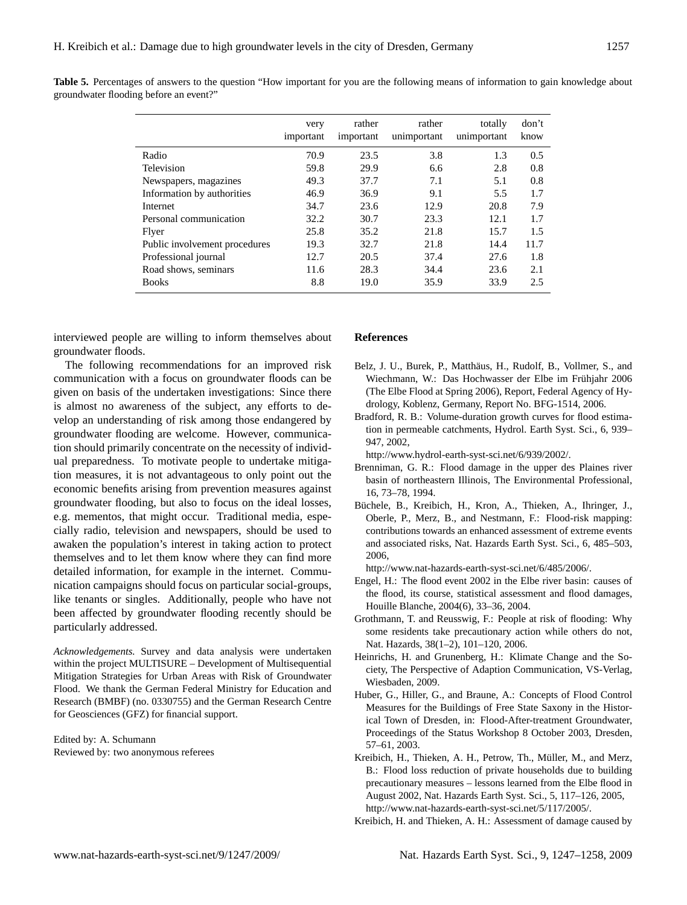**Table 5.** Percentages of answers to the question "How important for you are the following means of information to gain knowledge about groundwater flooding before an event?"

| | very important | rather important | rather unimportant | totally unimportant | don't know |
|---|---|---|---|---|---|
| Radio | 70.9 | 23.5 | 3.8 | 1.3 | 0.5 |
| Television | 59.8 | 29.9 | 6.6 | 2.8 | 0.8 |
| Newspapers, magazines | 49.3 | 37.7 | 7.1 | 5.1 | 0.8 |
| Information by authorities | 46.9 | 36.9 | 9.1 | 5.5 | 1.7 |
| Internet | 34.7 | 23.6 | 12.9 | 20.8 | 7.9 |
| Personal communication | 32.2 | 30.7 | 23.3 | 12.1 | 1.7 |
| Flyer | 25.8 | 35.2 | 21.8 | 15.7 | 1.5 |
| Public involvement procedures | 19.3 | 32.7 | 21.8 | 14.4 | 11.7 |
| Professional journal | 12.7 | 20.5 | 37.4 | 27.6 | 1.8 |
| Road shows, seminars | 11.6 | 28.3 | 34.4 | 23.6 | 2.1 |
| Books | 8.8 | 19.0 | 35.9 | 33.9 | 2.5 |

interviewed people are willing to inform themselves about groundwater floods.

The following recommendations for an improved risk communication with a focus on groundwater floods can be given on basis of the undertaken investigations: Since there is almost no awareness of the subject, any efforts to develop an understanding of risk among those endangered by groundwater flooding are welcome. However, communication should primarily concentrate on the necessity of individual preparedness. To motivate people to undertake mitigation measures, it is not advantageous to only point out the economic benefits arising from prevention measures against groundwater flooding, but also to focus on the ideal losses, e.g. mementos, that might occur. Traditional media, especially radio, television and newspapers, should be used to awaken the population's interest in taking action to protect themselves and to let them know where they can find more detailed information, for example in the internet. Communication campaigns should focus on particular social-groups, like tenants or singles. Additionally, people who have not been affected by groundwater flooding recently should be particularly addressed.

*Acknowledgements.* Survey and data analysis were undertaken within the project MULTISURE – Development of Multisequential Mitigation Strategies for Urban Areas with Risk of Groundwater Flood. We thank the German Federal Ministry for Education and Research (BMBF) (no. 0330755) and the German Research Centre for Geosciences (GFZ) for financial support.

Edited by: A. Schumann
Reviewed by: two anonymous referees

## References

Belz, J. U., Burek, P., Matthäus, H., Rudolf, B., Vollmer, S., and Wiechmann, W.: Das Hochwasser der Elbe im Frühjahr 2006 (The Elbe Flood at Spring 2006), Report, Federal Agency of Hydrology, Koblenz, Germany, Report No. BFG-1514, 2006.

Bradford, R. B.: Volume-duration growth curves for flood estimation in permeable catchments, Hydrol. Earth Syst. Sci., 6, 939–947, 2002, http://www.hydrol-earth-syst-sci.net/6/939/2002/.

Brenniman, G. R.: Flood damage in the upper des Plaines river basin of northeastern Illinois, The Environmental Professional, 16, 73–78, 1994.

Büchele, B., Kreibich, H., Kron, A., Thieken, A., Ihringer, J., Oberle, P., Merz, B., and Nestmann, F.: Flood-risk mapping: contributions towards an enhanced assessment of extreme events and associated risks, Nat. Hazards Earth Syst. Sci., 6, 485–503, 2006, http://www.nat-hazards-earth-syst-sci.net/6/485/2006/.

Engel, H.: The flood event 2002 in the Elbe river basin: causes of the flood, its course, statistical assessment and flood damages, Houille Blanche, 2004(6), 33–36, 2004.

Grothmann, T. and Reusswig, F.: People at risk of flooding: Why some residents take precautionary action while others do not, Nat. Hazards, 38(1–2), 101–120, 2006.

Heinrichs, H. and Grunenberg, H.: Klimate Change and the Society, The Perspective of Adaption Communication, VS-Verlag, Wiesbaden, 2009.

Huber, G., Hiller, G., and Braune, A.: Concepts of Flood Control Measures for the Buildings of Free State Saxony in the Historical Town of Dresden, in: Flood-After-treatment Groundwater, Proceedings of the Status Workshop 8 October 2003, Dresden, 57–61, 2003.

Kreibich, H., Thieken, A. H., Petrow, Th., Müller, M., and Merz, B.: Flood loss reduction of private households due to building precautionary measures – lessons learned from the Elbe flood in August 2002, Nat. Hazards Earth Syst. Sci., 5, 117–126, 2005, http://www.nat-hazards-earth-syst-sci.net/5/117/2005/.

Kreibich, H. and Thieken, A. H.: Assessment of damage caused by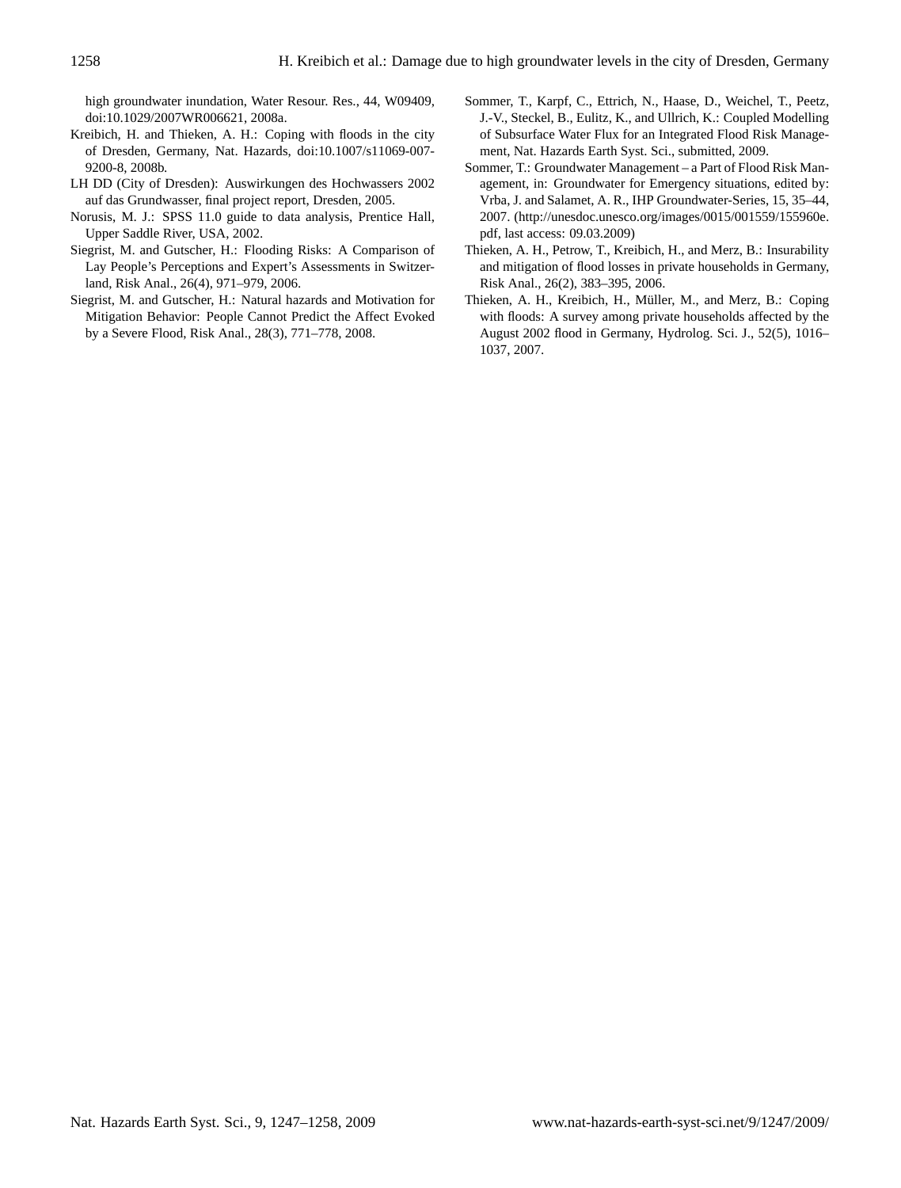high groundwater inundation, Water Resour. Res., 44, W09409, doi:10.1029/2007WR006621, 2008a.

Kreibich, H. and Thieken, A. H.: Coping with floods in the city of Dresden, Germany, Nat. Hazards, doi:10.1007/s11069-007-9200-8, 2008b.

LH DD (City of Dresden): Auswirkungen des Hochwassers 2002 auf das Grundwasser, final project report, Dresden, 2005.

Norusis, M. J.: SPSS 11.0 guide to data analysis, Prentice Hall, Upper Saddle River, USA, 2002.

Siegrist, M. and Gutscher, H.: Flooding Risks: A Comparison of Lay People's Perceptions and Expert's Assessments in Switzerland, Risk Anal., 26(4), 971–979, 2006.

Siegrist, M. and Gutscher, H.: Natural hazards and Motivation for Mitigation Behavior: People Cannot Predict the Affect Evoked by a Severe Flood, Risk Anal., 28(3), 771–778, 2008.

Sommer, T., Karpf, C., Ettrich, N., Haase, D., Weichel, T., Peetz, J.-V., Steckel, B., Eulitz, K., and Ullrich, K.: Coupled Modelling of Subsurface Water Flux for an Integrated Flood Risk Management, Nat. Hazards Earth Syst. Sci., submitted, 2009.

Sommer, T.: Groundwater Management – a Part of Flood Risk Management, in: Groundwater for Emergency situations, edited by: Vrba, J. and Salamet, A. R., IHP Groundwater-Series, 15, 35–44, 2007. (http://unesdoc.unesco.org/images/0015/001559/155960e.pdf, last access: 09.03.2009)

Thieken, A. H., Petrow, T., Kreibich, H., and Merz, B.: Insurability and mitigation of flood losses in private households in Germany, Risk Anal., 26(2), 383–395, 2006.

Thieken, A. H., Kreibich, H., Müller, M., and Merz, B.: Coping with floods: A survey among private households affected by the August 2002 flood in Germany, Hydrolog. Sci. J., 52(5), 1016–1037, 2007.